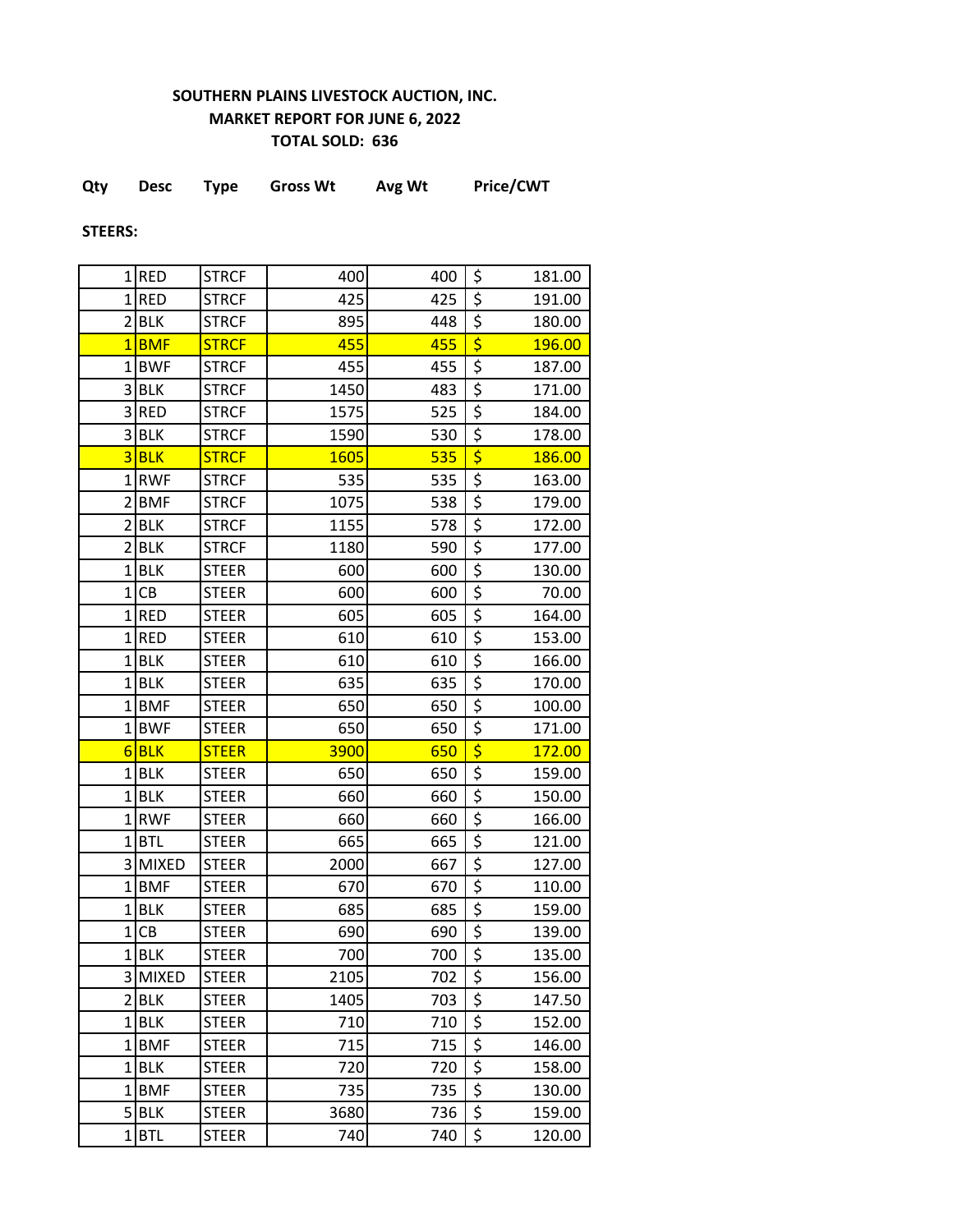**SOUTHERN PLAINS LIVESTOCK AUCTION, INC.**
**MARKET REPORT FOR JUNE 6, 2022**
**TOTAL SOLD: 636**

**STEERS:**

| Qty | Desc | Type | Gross Wt | Avg Wt | Price/CWT |
|---|---|---|---|---|---|
| 1 | RED | STRCF | 400 | 400 | $ 181.00 |
| 1 | RED | STRCF | 425 | 425 | $ 191.00 |
| 2 | BLK | STRCF | 895 | 448 | $ 180.00 |
| 1 | BMF | STRCF | 455 | 455 | $ 196.00 |
| 1 | BWF | STRCF | 455 | 455 | $ 187.00 |
| 3 | BLK | STRCF | 1450 | 483 | $ 171.00 |
| 3 | RED | STRCF | 1575 | 525 | $ 184.00 |
| 3 | BLK | STRCF | 1590 | 530 | $ 178.00 |
| 3 | BLK | STRCF | 1605 | 535 | $ 186.00 |
| 1 | RWF | STRCF | 535 | 535 | $ 163.00 |
| 2 | BMF | STRCF | 1075 | 538 | $ 179.00 |
| 2 | BLK | STRCF | 1155 | 578 | $ 172.00 |
| 2 | BLK | STRCF | 1180 | 590 | $ 177.00 |
| 1 | BLK | STEER | 600 | 600 | $ 130.00 |
| 1 | CB | STEER | 600 | 600 | $ 70.00 |
| 1 | RED | STEER | 605 | 605 | $ 164.00 |
| 1 | RED | STEER | 610 | 610 | $ 153.00 |
| 1 | BLK | STEER | 610 | 610 | $ 166.00 |
| 1 | BLK | STEER | 635 | 635 | $ 170.00 |
| 1 | BMF | STEER | 650 | 650 | $ 100.00 |
| 1 | BWF | STEER | 650 | 650 | $ 171.00 |
| 6 | BLK | STEER | 3900 | 650 | $ 172.00 |
| 1 | BLK | STEER | 650 | 650 | $ 159.00 |
| 1 | BLK | STEER | 660 | 660 | $ 150.00 |
| 1 | RWF | STEER | 660 | 660 | $ 166.00 |
| 1 | BTL | STEER | 665 | 665 | $ 121.00 |
| 3 | MIXED | STEER | 2000 | 667 | $ 127.00 |
| 1 | BMF | STEER | 670 | 670 | $ 110.00 |
| 1 | BLK | STEER | 685 | 685 | $ 159.00 |
| 1 | CB | STEER | 690 | 690 | $ 139.00 |
| 1 | BLK | STEER | 700 | 700 | $ 135.00 |
| 3 | MIXED | STEER | 2105 | 702 | $ 156.00 |
| 2 | BLK | STEER | 1405 | 703 | $ 147.50 |
| 1 | BLK | STEER | 710 | 710 | $ 152.00 |
| 1 | BMF | STEER | 715 | 715 | $ 146.00 |
| 1 | BLK | STEER | 720 | 720 | $ 158.00 |
| 1 | BMF | STEER | 735 | 735 | $ 130.00 |
| 5 | BLK | STEER | 3680 | 736 | $ 159.00 |
| 1 | BTL | STEER | 740 | 740 | $ 120.00 |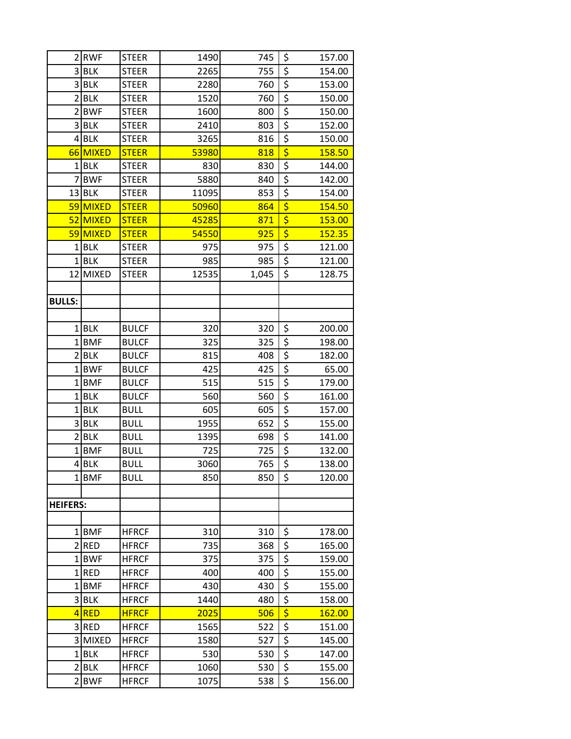| | | | | | |
|---|---|---|---|---|---|
| 2 | RWF | STEER | 1490 | 745 | $ 157.00 |
| 3 | BLK | STEER | 2265 | 755 | $ 154.00 |
| 3 | BLK | STEER | 2280 | 760 | $ 153.00 |
| 2 | BLK | STEER | 1520 | 760 | $ 150.00 |
| 2 | BWF | STEER | 1600 | 800 | $ 150.00 |
| 3 | BLK | STEER | 2410 | 803 | $ 152.00 |
| 4 | BLK | STEER | 3265 | 816 | $ 150.00 |
| 66 | MIXED | STEER | 53980 | 818 | $ 158.50 |
| 1 | BLK | STEER | 830 | 830 | $ 144.00 |
| 7 | BWF | STEER | 5880 | 840 | $ 142.00 |
| 13 | BLK | STEER | 11095 | 853 | $ 154.00 |
| 59 | MIXED | STEER | 50960 | 864 | $ 154.50 |
| 52 | MIXED | STEER | 45285 | 871 | $ 153.00 |
| 59 | MIXED | STEER | 54550 | 925 | $ 152.35 |
| 1 | BLK | STEER | 975 | 975 | $ 121.00 |
| 1 | BLK | STEER | 985 | 985 | $ 121.00 |
| 12 | MIXED | STEER | 12535 | 1,045 | $ 128.75 |
| | | | | | |
| **BULLS:** | | | | | |
| | | | | | |
| 1 | BLK | BULCF | 320 | 320 | $ 200.00 |
| 1 | BMF | BULCF | 325 | 325 | $ 198.00 |
| 2 | BLK | BULCF | 815 | 408 | $ 182.00 |
| 1 | BWF | BULCF | 425 | 425 | $ 65.00 |
| 1 | BMF | BULCF | 515 | 515 | $ 179.00 |
| 1 | BLK | BULCF | 560 | 560 | $ 161.00 |
| 1 | BLK | BULL | 605 | 605 | $ 157.00 |
| 3 | BLK | BULL | 1955 | 652 | $ 155.00 |
| 2 | BLK | BULL | 1395 | 698 | $ 141.00 |
| 1 | BMF | BULL | 725 | 725 | $ 132.00 |
| 4 | BLK | BULL | 3060 | 765 | $ 138.00 |
| 1 | BMF | BULL | 850 | 850 | $ 120.00 |
| | | | | | |
| **HEIFERS:** | | | | | |
| | | | | | |
| 1 | BMF | HFRCF | 310 | 310 | $ 178.00 |
| 2 | RED | HFRCF | 735 | 368 | $ 165.00 |
| 1 | BWF | HFRCF | 375 | 375 | $ 159.00 |
| 1 | RED | HFRCF | 400 | 400 | $ 155.00 |
| 1 | BMF | HFRCF | 430 | 430 | $ 155.00 |
| 3 | BLK | HFRCF | 1440 | 480 | $ 158.00 |
| 4 | RED | HFRCF | 2025 | 506 | $ 162.00 |
| 3 | RED | HFRCF | 1565 | 522 | $ 151.00 |
| 3 | MIXED | HFRCF | 1580 | 527 | $ 145.00 |
| 1 | BLK | HFRCF | 530 | 530 | $ 147.00 |
| 2 | BLK | HFRCF | 1060 | 530 | $ 155.00 |
| 2 | BWF | HFRCF | 1075 | 538 | $ 156.00 |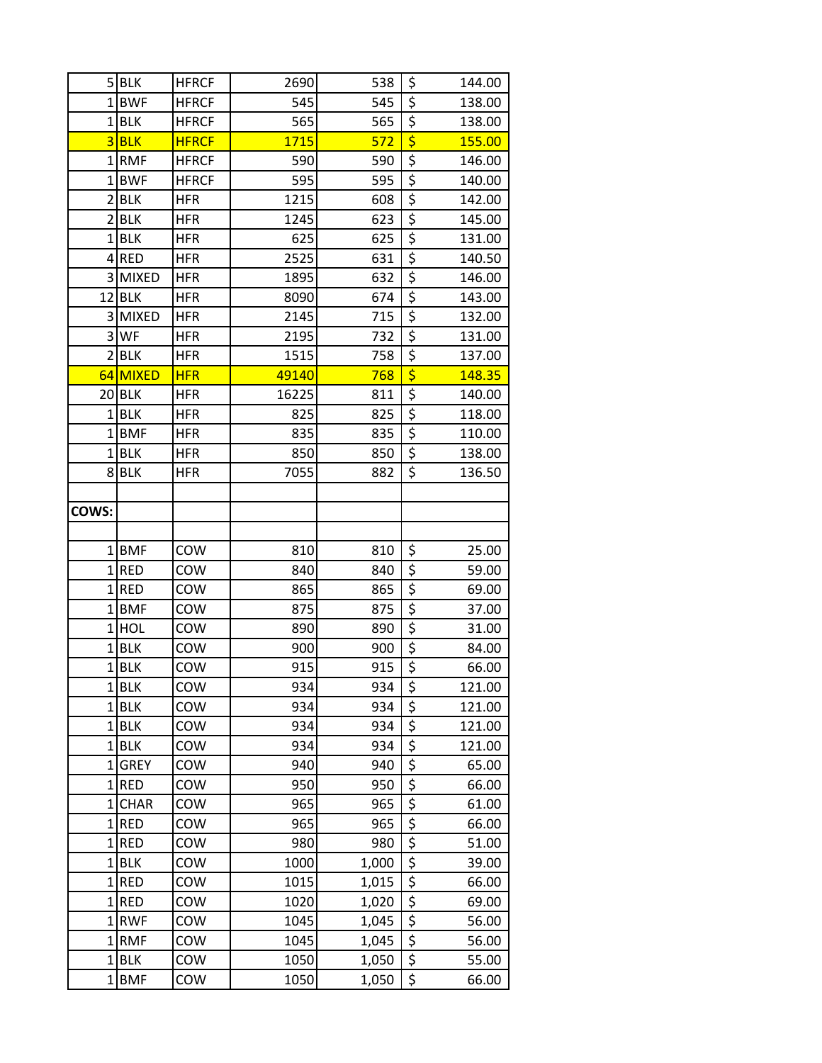| | | | | | |
|---|---|---|---|---|---|
| 5 | BLK | HFRCF | 2690 | 538 | $ 144.00 |
| 1 | BWF | HFRCF | 545 | 545 | $ 138.00 |
| 1 | BLK | HFRCF | 565 | 565 | $ 138.00 |
| 3 | BLK | HFRCF | 1715 | 572 | $ 155.00 |
| 1 | RMF | HFRCF | 590 | 590 | $ 146.00 |
| 1 | BWF | HFRCF | 595 | 595 | $ 140.00 |
| 2 | BLK | HFR | 1215 | 608 | $ 142.00 |
| 2 | BLK | HFR | 1245 | 623 | $ 145.00 |
| 1 | BLK | HFR | 625 | 625 | $ 131.00 |
| 4 | RED | HFR | 2525 | 631 | $ 140.50 |
| 3 | MIXED | HFR | 1895 | 632 | $ 146.00 |
| 12 | BLK | HFR | 8090 | 674 | $ 143.00 |
| 3 | MIXED | HFR | 2145 | 715 | $ 132.00 |
| 3 | WF | HFR | 2195 | 732 | $ 131.00 |
| 2 | BLK | HFR | 1515 | 758 | $ 137.00 |
| 64 | MIXED | HFR | 49140 | 768 | $ 148.35 |
| 20 | BLK | HFR | 16225 | 811 | $ 140.00 |
| 1 | BLK | HFR | 825 | 825 | $ 118.00 |
| 1 | BMF | HFR | 835 | 835 | $ 110.00 |
| 1 | BLK | HFR | 850 | 850 | $ 138.00 |
| 8 | BLK | HFR | 7055 | 882 | $ 136.50 |
| | | | | | |
| **COWS:** | | | | | |
| | | | | | |
| 1 | BMF | COW | 810 | 810 | $ 25.00 |
| 1 | RED | COW | 840 | 840 | $ 59.00 |
| 1 | RED | COW | 865 | 865 | $ 69.00 |
| 1 | BMF | COW | 875 | 875 | $ 37.00 |
| 1 | HOL | COW | 890 | 890 | $ 31.00 |
| 1 | BLK | COW | 900 | 900 | $ 84.00 |
| 1 | BLK | COW | 915 | 915 | $ 66.00 |
| 1 | BLK | COW | 934 | 934 | $ 121.00 |
| 1 | BLK | COW | 934 | 934 | $ 121.00 |
| 1 | BLK | COW | 934 | 934 | $ 121.00 |
| 1 | BLK | COW | 934 | 934 | $ 121.00 |
| 1 | GREY | COW | 940 | 940 | $ 65.00 |
| 1 | RED | COW | 950 | 950 | $ 66.00 |
| 1 | CHAR | COW | 965 | 965 | $ 61.00 |
| 1 | RED | COW | 965 | 965 | $ 66.00 |
| 1 | RED | COW | 980 | 980 | $ 51.00 |
| 1 | BLK | COW | 1000 | 1,000 | $ 39.00 |
| 1 | RED | COW | 1015 | 1,015 | $ 66.00 |
| 1 | RED | COW | 1020 | 1,020 | $ 69.00 |
| 1 | RWF | COW | 1045 | 1,045 | $ 56.00 |
| 1 | RMF | COW | 1045 | 1,045 | $ 56.00 |
| 1 | BLK | COW | 1050 | 1,050 | $ 55.00 |
| 1 | BMF | COW | 1050 | 1,050 | $ 66.00 |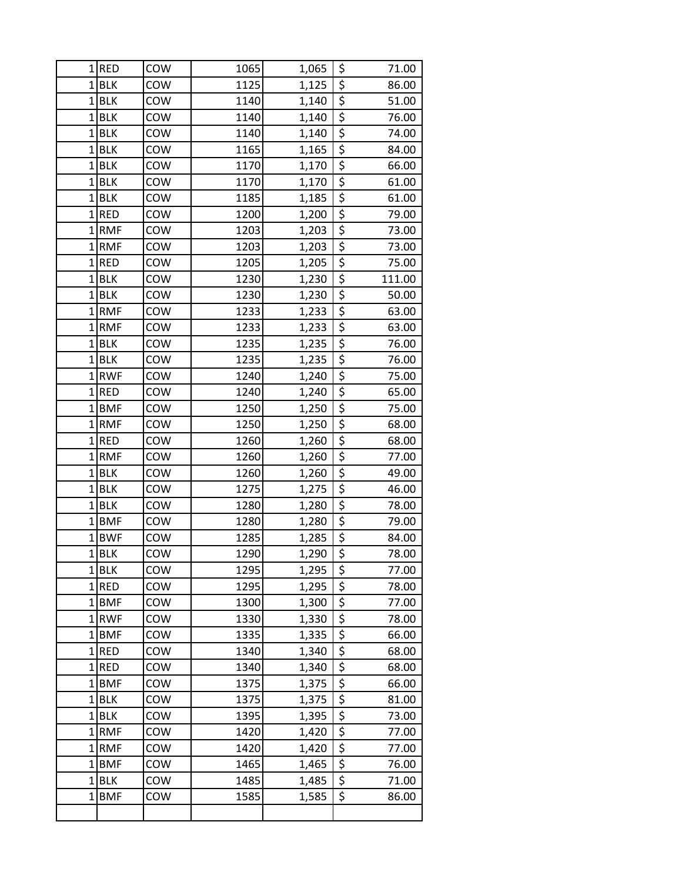| | | | | | |
|---|---|---|---|---|---|
| 1 | RED | COW | 1065 | 1,065 | $ 71.00 |
| 1 | BLK | COW | 1125 | 1,125 | $ 86.00 |
| 1 | BLK | COW | 1140 | 1,140 | $ 51.00 |
| 1 | BLK | COW | 1140 | 1,140 | $ 76.00 |
| 1 | BLK | COW | 1140 | 1,140 | $ 74.00 |
| 1 | BLK | COW | 1165 | 1,165 | $ 84.00 |
| 1 | BLK | COW | 1170 | 1,170 | $ 66.00 |
| 1 | BLK | COW | 1170 | 1,170 | $ 61.00 |
| 1 | BLK | COW | 1185 | 1,185 | $ 61.00 |
| 1 | RED | COW | 1200 | 1,200 | $ 79.00 |
| 1 | RMF | COW | 1203 | 1,203 | $ 73.00 |
| 1 | RMF | COW | 1203 | 1,203 | $ 73.00 |
| 1 | RED | COW | 1205 | 1,205 | $ 75.00 |
| 1 | BLK | COW | 1230 | 1,230 | $ 111.00 |
| 1 | BLK | COW | 1230 | 1,230 | $ 50.00 |
| 1 | RMF | COW | 1233 | 1,233 | $ 63.00 |
| 1 | RMF | COW | 1233 | 1,233 | $ 63.00 |
| 1 | BLK | COW | 1235 | 1,235 | $ 76.00 |
| 1 | BLK | COW | 1235 | 1,235 | $ 76.00 |
| 1 | RWF | COW | 1240 | 1,240 | $ 75.00 |
| 1 | RED | COW | 1240 | 1,240 | $ 65.00 |
| 1 | BMF | COW | 1250 | 1,250 | $ 75.00 |
| 1 | RMF | COW | 1250 | 1,250 | $ 68.00 |
| 1 | RED | COW | 1260 | 1,260 | $ 68.00 |
| 1 | RMF | COW | 1260 | 1,260 | $ 77.00 |
| 1 | BLK | COW | 1260 | 1,260 | $ 49.00 |
| 1 | BLK | COW | 1275 | 1,275 | $ 46.00 |
| 1 | BLK | COW | 1280 | 1,280 | $ 78.00 |
| 1 | BMF | COW | 1280 | 1,280 | $ 79.00 |
| 1 | BWF | COW | 1285 | 1,285 | $ 84.00 |
| 1 | BLK | COW | 1290 | 1,290 | $ 78.00 |
| 1 | BLK | COW | 1295 | 1,295 | $ 77.00 |
| 1 | RED | COW | 1295 | 1,295 | $ 78.00 |
| 1 | BMF | COW | 1300 | 1,300 | $ 77.00 |
| 1 | RWF | COW | 1330 | 1,330 | $ 78.00 |
| 1 | BMF | COW | 1335 | 1,335 | $ 66.00 |
| 1 | RED | COW | 1340 | 1,340 | $ 68.00 |
| 1 | RED | COW | 1340 | 1,340 | $ 68.00 |
| 1 | BMF | COW | 1375 | 1,375 | $ 66.00 |
| 1 | BLK | COW | 1375 | 1,375 | $ 81.00 |
| 1 | BLK | COW | 1395 | 1,395 | $ 73.00 |
| 1 | RMF | COW | 1420 | 1,420 | $ 77.00 |
| 1 | RMF | COW | 1420 | 1,420 | $ 77.00 |
| 1 | BMF | COW | 1465 | 1,465 | $ 76.00 |
| 1 | BLK | COW | 1485 | 1,485 | $ 71.00 |
| 1 | BMF | COW | 1585 | 1,585 | $ 86.00 |
| | | | | | |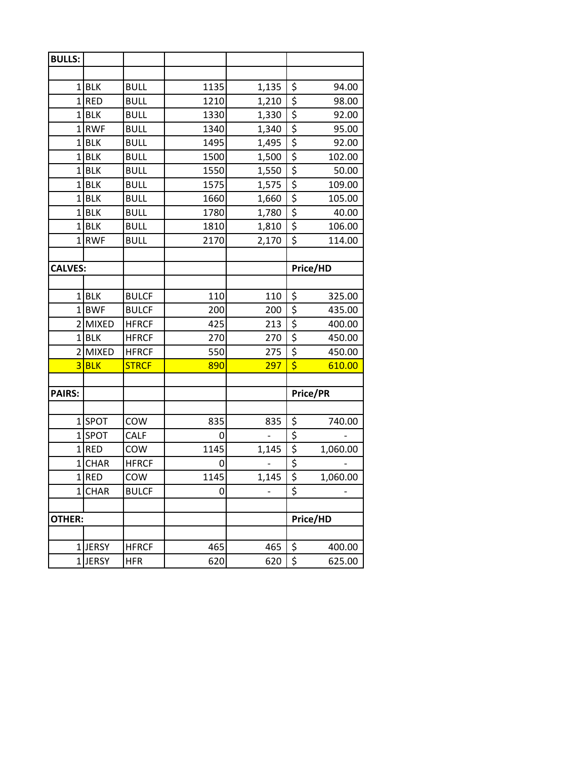| | | | | | |
|---|---|---|---|---|---|
| **BULLS:** | | | | | |
| | | | | | |
| 1 | BLK | BULL | 1135 | 1,135 | $ 94.00 |
| 1 | RED | BULL | 1210 | 1,210 | $ 98.00 |
| 1 | BLK | BULL | 1330 | 1,330 | $ 92.00 |
| 1 | RWF | BULL | 1340 | 1,340 | $ 95.00 |
| 1 | BLK | BULL | 1495 | 1,495 | $ 92.00 |
| 1 | BLK | BULL | 1500 | 1,500 | $ 102.00 |
| 1 | BLK | BULL | 1550 | 1,550 | $ 50.00 |
| 1 | BLK | BULL | 1575 | 1,575 | $ 109.00 |
| 1 | BLK | BULL | 1660 | 1,660 | $ 105.00 |
| 1 | BLK | BULL | 1780 | 1,780 | $ 40.00 |
| 1 | BLK | BULL | 1810 | 1,810 | $ 106.00 |
| 1 | RWF | BULL | 2170 | 2,170 | $ 114.00 |
| | | | | | |
| **CALVES:** | | | | | **Price/HD** |
| | | | | | |
| 1 | BLK | BULCF | 110 | 110 | $ 325.00 |
| 1 | BWF | BULCF | 200 | 200 | $ 435.00 |
| 2 | MIXED | HFRCF | 425 | 213 | $ 400.00 |
| 1 | BLK | HFRCF | 270 | 270 | $ 450.00 |
| 2 | MIXED | HFRCF | 550 | 275 | $ 450.00 |
| 3 | BLK | STRCF | 890 | 297 | $ 610.00 |
| | | | | | |
| **PAIRS:** | | | | | **Price/PR** |
| | | | | | |
| 1 | SPOT | COW | 835 | 835 | $ 740.00 |
| 1 | SPOT | CALF | 0 | - | $ - |
| 1 | RED | COW | 1145 | 1,145 | $ 1,060.00 |
| 1 | CHAR | HFRCF | 0 | - | $ - |
| 1 | RED | COW | 1145 | 1,145 | $ 1,060.00 |
| 1 | CHAR | BULCF | 0 | - | $ - |
| | | | | | |
| **OTHER:** | | | | | **Price/HD** |
| | | | | | |
| 1 | JERSY | HFRCF | 465 | 465 | $ 400.00 |
| 1 | JERSY | HFR | 620 | 620 | $ 625.00 |